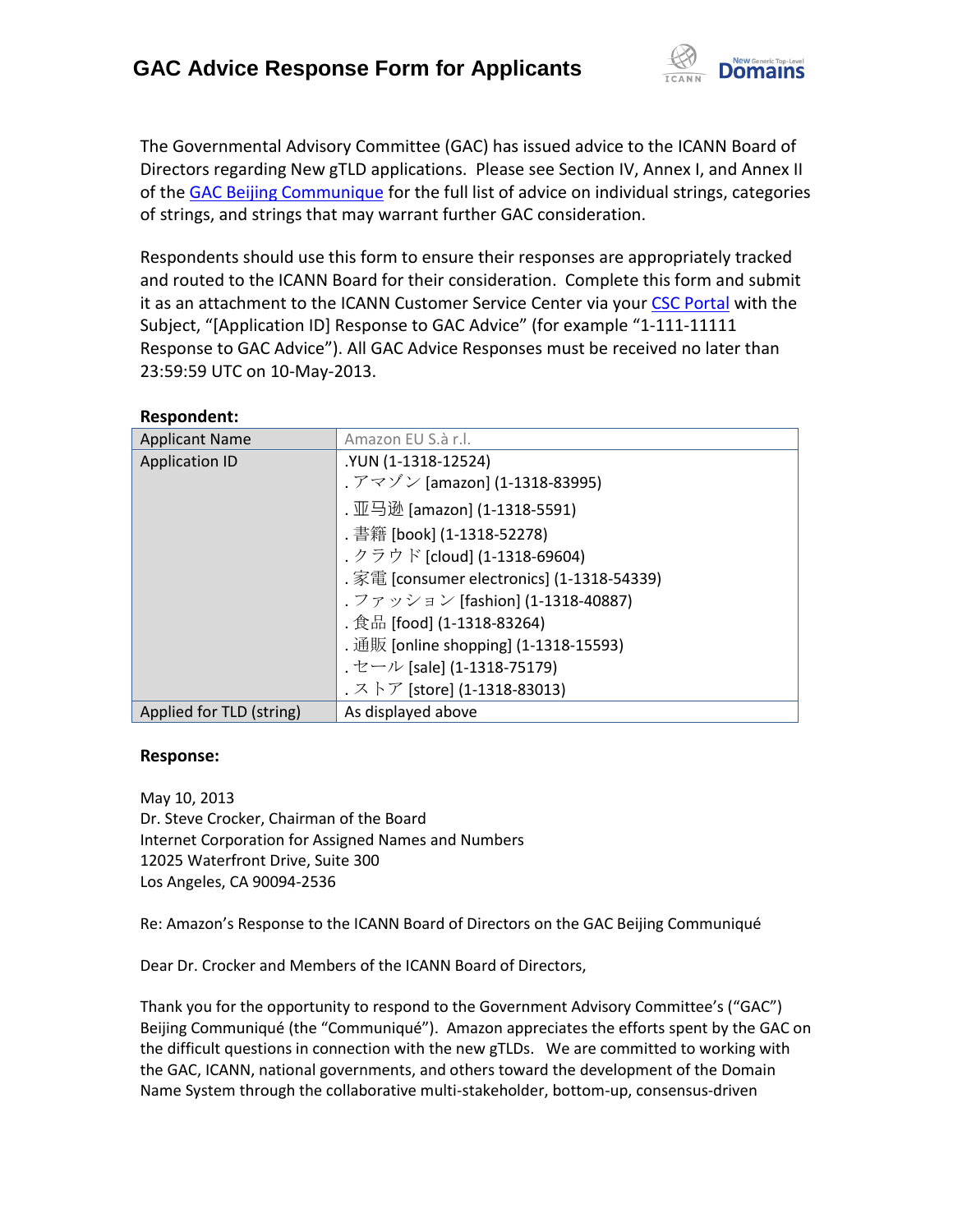# GAC Advice Response Form for Applicants

The Governmental Advisory Committee (GAC) has issued advice to the ICANN Board of Directors regarding New gTLD applications. Please see Section IV, Annex I, and Annex II of the GAC Beijing Communique for the full list of advice on individual strings, categories of strings, and strings that may warrant further GAC consideration.

Respondents should use this form to ensure their responses are appropriately tracked and routed to the ICANN Board for their consideration. Complete this form and submit it as an attachment to the ICANN Customer Service Center via your CSC Portal with the Subject, "[Application ID] Response to GAC Advice" (for example "1-111-11111 Response to GAC Advice"). All GAC Advice Responses must be received no later than 23:59:59 UTC on 10-May-2013.

**Respondent:**

| Applicant Name | Amazon EU S.à r.l. |
|---|---|
| Application ID | .YUN (1-1318-12524)<br>. アマゾン [amazon] (1-1318-83995)<br>. 亚马逊 [amazon] (1-1318-5591)<br>. 書籍 [book] (1-1318-52278)<br>. クラウド [cloud] (1-1318-69604)<br>. 家電 [consumer electronics] (1-1318-54339)<br>. ファッション [fashion] (1-1318-40887)<br>. 食品 [food] (1-1318-83264)<br>. 通販 [online shopping] (1-1318-15593)<br>. セール [sale] (1-1318-75179)<br>. ストア [store] (1-1318-83013) |
| Applied for TLD (string) | As displayed above |

**Response:**

May 10, 2013
Dr. Steve Crocker, Chairman of the Board
Internet Corporation for Assigned Names and Numbers
12025 Waterfront Drive, Suite 300
Los Angeles, CA 90094-2536

Re: Amazon's Response to the ICANN Board of Directors on the GAC Beijing Communiqué

Dear Dr. Crocker and Members of the ICANN Board of Directors,

Thank you for the opportunity to respond to the Government Advisory Committee's ("GAC") Beijing Communiqué (the "Communiqué"). Amazon appreciates the efforts spent by the GAC on the difficult questions in connection with the new gTLDs. We are committed to working with the GAC, ICANN, national governments, and others toward the development of the Domain Name System through the collaborative multi-stakeholder, bottom-up, consensus-driven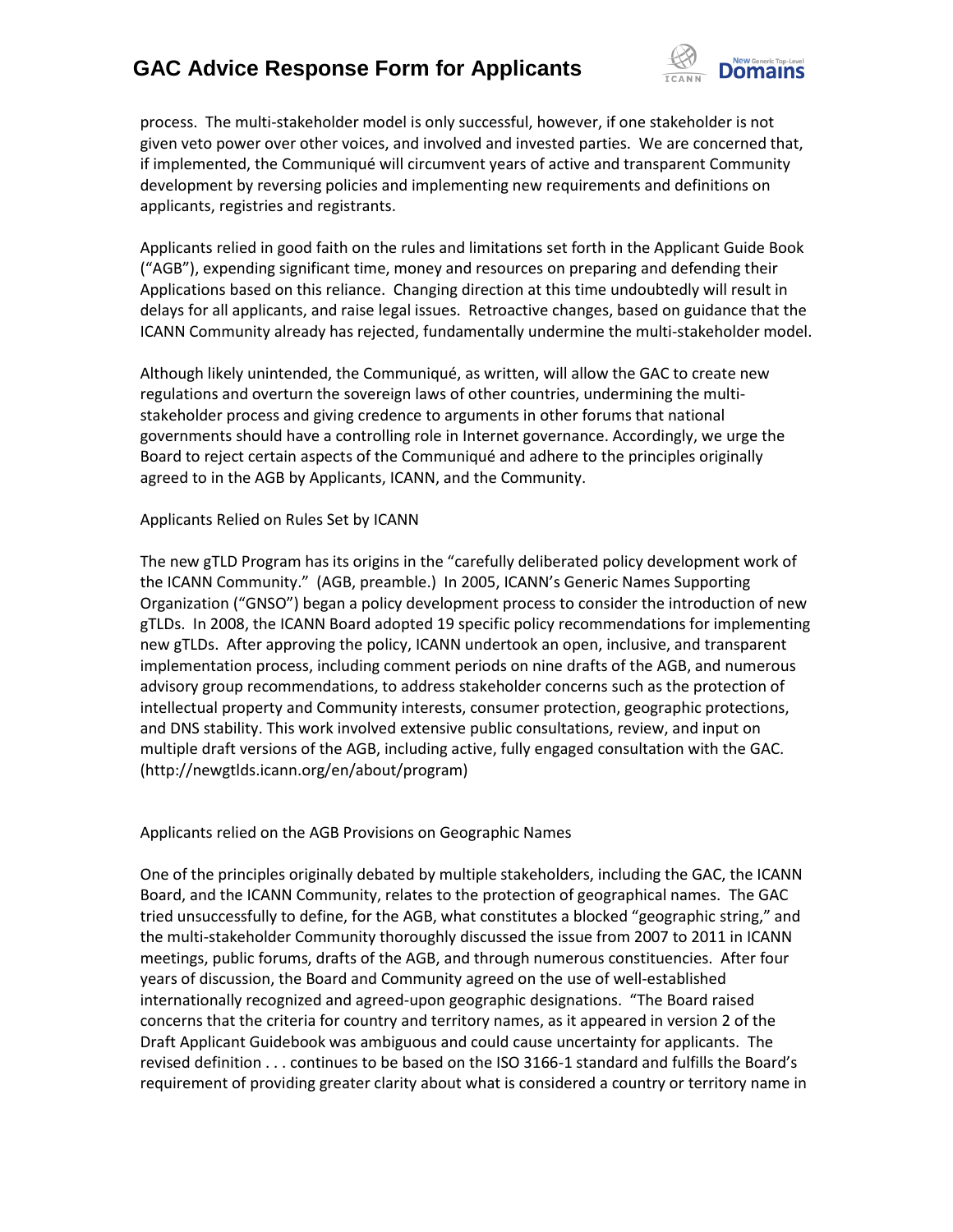process. The multi-stakeholder model is only successful, however, if one stakeholder is not given veto power over other voices, and involved and invested parties. We are concerned that, if implemented, the Communiqué will circumvent years of active and transparent Community development by reversing policies and implementing new requirements and definitions on applicants, registries and registrants.

Applicants relied in good faith on the rules and limitations set forth in the Applicant Guide Book ("AGB"), expending significant time, money and resources on preparing and defending their Applications based on this reliance. Changing direction at this time undoubtedly will result in delays for all applicants, and raise legal issues. Retroactive changes, based on guidance that the ICANN Community already has rejected, fundamentally undermine the multi-stakeholder model.

Although likely unintended, the Communiqué, as written, will allow the GAC to create new regulations and overturn the sovereign laws of other countries, undermining the multi-stakeholder process and giving credence to arguments in other forums that national governments should have a controlling role in Internet governance. Accordingly, we urge the Board to reject certain aspects of the Communiqué and adhere to the principles originally agreed to in the AGB by Applicants, ICANN, and the Community.

Applicants Relied on Rules Set by ICANN

The new gTLD Program has its origins in the "carefully deliberated policy development work of the ICANN Community." (AGB, preamble.) In 2005, ICANN's Generic Names Supporting Organization ("GNSO") began a policy development process to consider the introduction of new gTLDs. In 2008, the ICANN Board adopted 19 specific policy recommendations for implementing new gTLDs. After approving the policy, ICANN undertook an open, inclusive, and transparent implementation process, including comment periods on nine drafts of the AGB, and numerous advisory group recommendations, to address stakeholder concerns such as the protection of intellectual property and Community interests, consumer protection, geographic protections, and DNS stability. This work involved extensive public consultations, review, and input on multiple draft versions of the AGB, including active, fully engaged consultation with the GAC. (http://newgtlds.icann.org/en/about/program)

Applicants relied on the AGB Provisions on Geographic Names

One of the principles originally debated by multiple stakeholders, including the GAC, the ICANN Board, and the ICANN Community, relates to the protection of geographical names. The GAC tried unsuccessfully to define, for the AGB, what constitutes a blocked "geographic string," and the multi-stakeholder Community thoroughly discussed the issue from 2007 to 2011 in ICANN meetings, public forums, drafts of the AGB, and through numerous constituencies. After four years of discussion, the Board and Community agreed on the use of well-established internationally recognized and agreed-upon geographic designations. "The Board raised concerns that the criteria for country and territory names, as it appeared in version 2 of the Draft Applicant Guidebook was ambiguous and could cause uncertainty for applicants. The revised definition . . . continues to be based on the ISO 3166-1 standard and fulfills the Board's requirement of providing greater clarity about what is considered a country or territory name in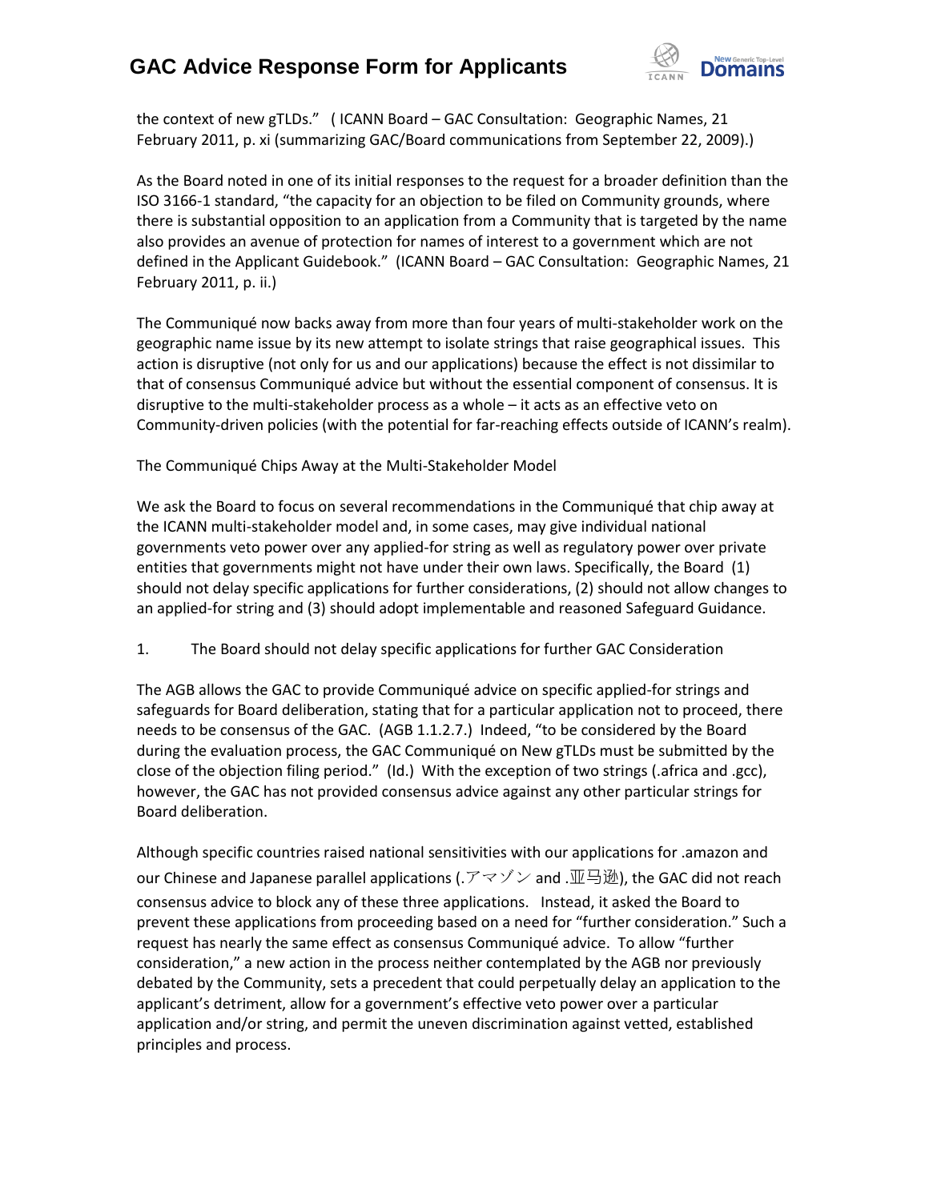the context of new gTLDs." ( ICANN Board – GAC Consultation: Geographic Names, 21 February 2011, p. xi (summarizing GAC/Board communications from September 22, 2009).)

As the Board noted in one of its initial responses to the request for a broader definition than the ISO 3166-1 standard, "the capacity for an objection to be filed on Community grounds, where there is substantial opposition to an application from a Community that is targeted by the name also provides an avenue of protection for names of interest to a government which are not defined in the Applicant Guidebook." (ICANN Board – GAC Consultation: Geographic Names, 21 February 2011, p. ii.)

The Communiqué now backs away from more than four years of multi-stakeholder work on the geographic name issue by its new attempt to isolate strings that raise geographical issues. This action is disruptive (not only for us and our applications) because the effect is not dissimilar to that of consensus Communiqué advice but without the essential component of consensus. It is disruptive to the multi-stakeholder process as a whole – it acts as an effective veto on Community-driven policies (with the potential for far-reaching effects outside of ICANN's realm).

The Communiqué Chips Away at the Multi-Stakeholder Model

We ask the Board to focus on several recommendations in the Communiqué that chip away at the ICANN multi-stakeholder model and, in some cases, may give individual national governments veto power over any applied-for string as well as regulatory power over private entities that governments might not have under their own laws. Specifically, the Board (1) should not delay specific applications for further considerations, (2) should not allow changes to an applied-for string and (3) should adopt implementable and reasoned Safeguard Guidance.

1. The Board should not delay specific applications for further GAC Consideration

The AGB allows the GAC to provide Communiqué advice on specific applied-for strings and safeguards for Board deliberation, stating that for a particular application not to proceed, there needs to be consensus of the GAC. (AGB 1.1.2.7.) Indeed, "to be considered by the Board during the evaluation process, the GAC Communiqué on New gTLDs must be submitted by the close of the objection filing period." (Id.) With the exception of two strings (.africa and .gcc), however, the GAC has not provided consensus advice against any other particular strings for Board deliberation.

Although specific countries raised national sensitivities with our applications for .amazon and our Chinese and Japanese parallel applications (.アマゾン and .亚马逊), the GAC did not reach consensus advice to block any of these three applications. Instead, it asked the Board to prevent these applications from proceeding based on a need for "further consideration." Such a request has nearly the same effect as consensus Communiqué advice. To allow "further consideration," a new action in the process neither contemplated by the AGB nor previously debated by the Community, sets a precedent that could perpetually delay an application to the applicant's detriment, allow for a government's effective veto power over a particular application and/or string, and permit the uneven discrimination against vetted, established principles and process.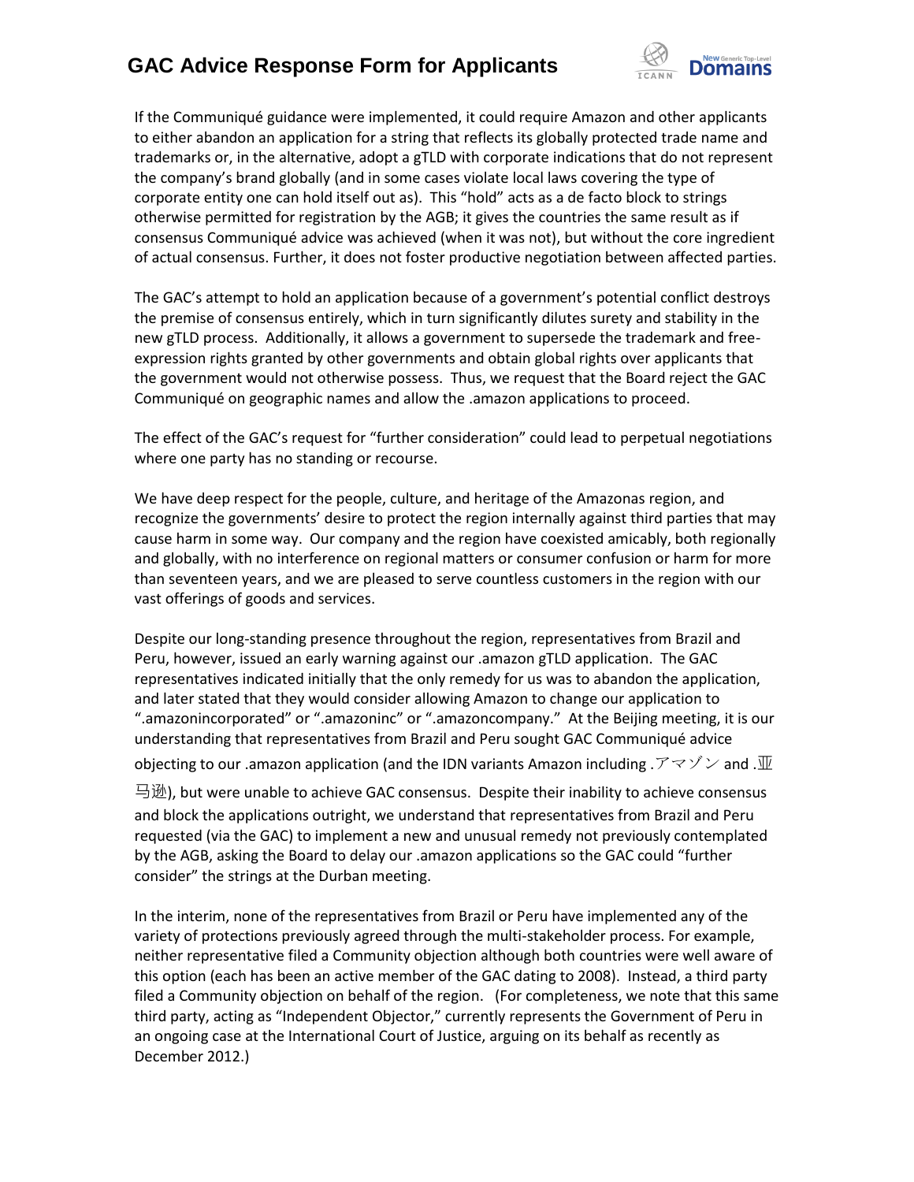If the Communiqué guidance were implemented, it could require Amazon and other applicants to either abandon an application for a string that reflects its globally protected trade name and trademarks or, in the alternative, adopt a gTLD with corporate indications that do not represent the company's brand globally (and in some cases violate local laws covering the type of corporate entity one can hold itself out as). This "hold" acts as a de facto block to strings otherwise permitted for registration by the AGB; it gives the countries the same result as if consensus Communiqué advice was achieved (when it was not), but without the core ingredient of actual consensus. Further, it does not foster productive negotiation between affected parties.

The GAC's attempt to hold an application because of a government's potential conflict destroys the premise of consensus entirely, which in turn significantly dilutes surety and stability in the new gTLD process. Additionally, it allows a government to supersede the trademark and free-expression rights granted by other governments and obtain global rights over applicants that the government would not otherwise possess. Thus, we request that the Board reject the GAC Communiqué on geographic names and allow the .amazon applications to proceed.

The effect of the GAC's request for "further consideration" could lead to perpetual negotiations where one party has no standing or recourse.

We have deep respect for the people, culture, and heritage of the Amazonas region, and recognize the governments' desire to protect the region internally against third parties that may cause harm in some way. Our company and the region have coexisted amicably, both regionally and globally, with no interference on regional matters or consumer confusion or harm for more than seventeen years, and we are pleased to serve countless customers in the region with our vast offerings of goods and services.

Despite our long-standing presence throughout the region, representatives from Brazil and Peru, however, issued an early warning against our .amazon gTLD application. The GAC representatives indicated initially that the only remedy for us was to abandon the application, and later stated that they would consider allowing Amazon to change our application to ".amazonincorporated" or ".amazoninc" or ".amazoncompany." At the Beijing meeting, it is our understanding that representatives from Brazil and Peru sought GAC Communiqué advice objecting to our .amazon application (and the IDN variants Amazon including .アマゾン and .亚马逊), but were unable to achieve GAC consensus. Despite their inability to achieve consensus and block the applications outright, we understand that representatives from Brazil and Peru requested (via the GAC) to implement a new and unusual remedy not previously contemplated by the AGB, asking the Board to delay our .amazon applications so the GAC could "further consider" the strings at the Durban meeting.

In the interim, none of the representatives from Brazil or Peru have implemented any of the variety of protections previously agreed through the multi-stakeholder process. For example, neither representative filed a Community objection although both countries were well aware of this option (each has been an active member of the GAC dating to 2008). Instead, a third party filed a Community objection on behalf of the region. (For completeness, we note that this same third party, acting as "Independent Objector," currently represents the Government of Peru in an ongoing case at the International Court of Justice, arguing on its behalf as recently as December 2012.)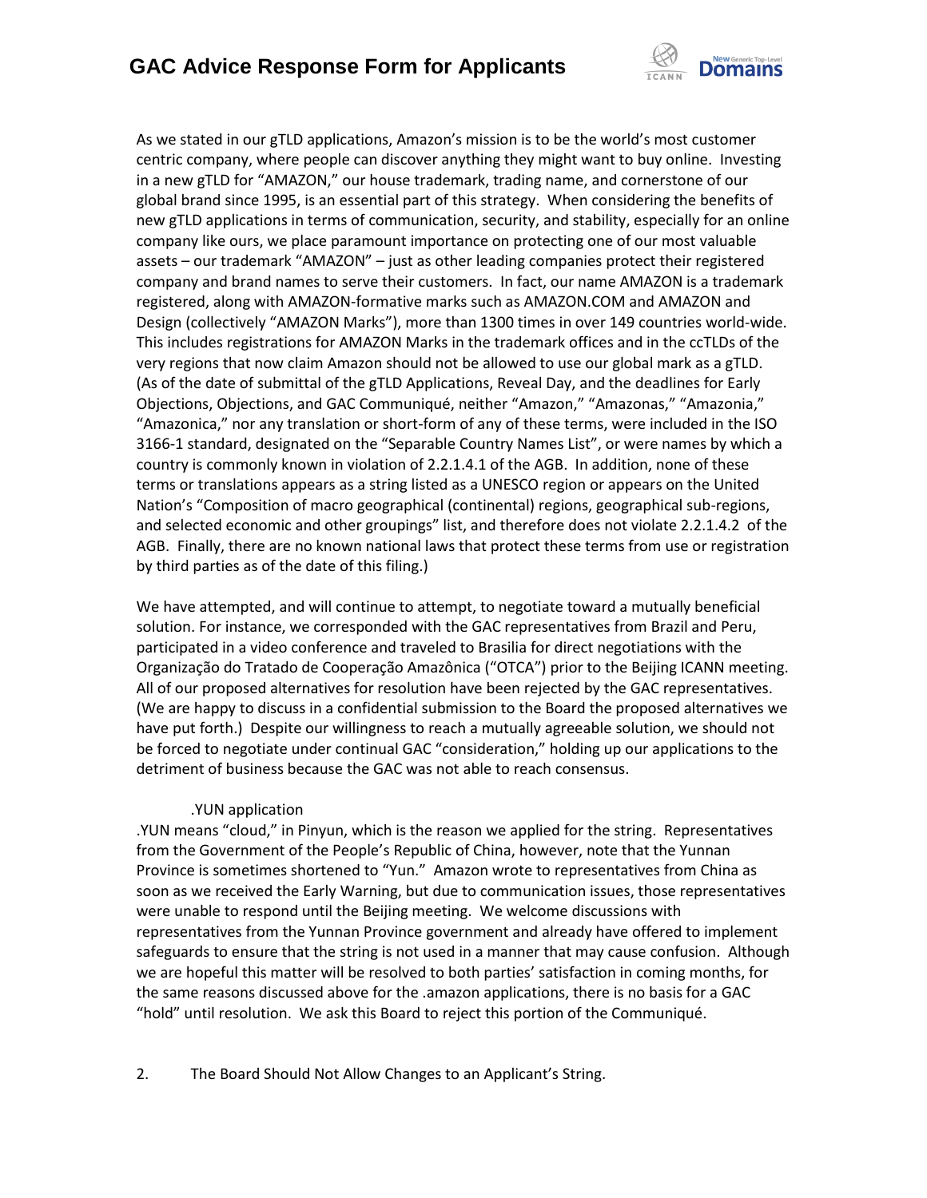As we stated in our gTLD applications, Amazon's mission is to be the world's most customer centric company, where people can discover anything they might want to buy online. Investing in a new gTLD for "AMAZON," our house trademark, trading name, and cornerstone of our global brand since 1995, is an essential part of this strategy. When considering the benefits of new gTLD applications in terms of communication, security, and stability, especially for an online company like ours, we place paramount importance on protecting one of our most valuable assets – our trademark "AMAZON" – just as other leading companies protect their registered company and brand names to serve their customers. In fact, our name AMAZON is a trademark registered, along with AMAZON-formative marks such as AMAZON.COM and AMAZON and Design (collectively "AMAZON Marks"), more than 1300 times in over 149 countries world-wide. This includes registrations for AMAZON Marks in the trademark offices and in the ccTLDs of the very regions that now claim Amazon should not be allowed to use our global mark as a gTLD. (As of the date of submittal of the gTLD Applications, Reveal Day, and the deadlines for Early Objections, Objections, and GAC Communiqué, neither "Amazon," "Amazonas," "Amazonia," "Amazonica," nor any translation or short-form of any of these terms, were included in the ISO 3166-1 standard, designated on the "Separable Country Names List", or were names by which a country is commonly known in violation of 2.2.1.4.1 of the AGB. In addition, none of these terms or translations appears as a string listed as a UNESCO region or appears on the United Nation's "Composition of macro geographical (continental) regions, geographical sub-regions, and selected economic and other groupings" list, and therefore does not violate 2.2.1.4.2 of the AGB. Finally, there are no known national laws that protect these terms from use or registration by third parties as of the date of this filing.)

We have attempted, and will continue to attempt, to negotiate toward a mutually beneficial solution. For instance, we corresponded with the GAC representatives from Brazil and Peru, participated in a video conference and traveled to Brasilia for direct negotiations with the Organização do Tratado de Cooperação Amazônica ("OTCA") prior to the Beijing ICANN meeting. All of our proposed alternatives for resolution have been rejected by the GAC representatives. (We are happy to discuss in a confidential submission to the Board the proposed alternatives we have put forth.) Despite our willingness to reach a mutually agreeable solution, we should not be forced to negotiate under continual GAC "consideration," holding up our applications to the detriment of business because the GAC was not able to reach consensus.

.YUN application

.YUN means "cloud," in Pinyun, which is the reason we applied for the string. Representatives from the Government of the People's Republic of China, however, note that the Yunnan Province is sometimes shortened to "Yun." Amazon wrote to representatives from China as soon as we received the Early Warning, but due to communication issues, those representatives were unable to respond until the Beijing meeting. We welcome discussions with representatives from the Yunnan Province government and already have offered to implement safeguards to ensure that the string is not used in a manner that may cause confusion. Although we are hopeful this matter will be resolved to both parties' satisfaction in coming months, for the same reasons discussed above for the .amazon applications, there is no basis for a GAC "hold" until resolution. We ask this Board to reject this portion of the Communiqué.

2. The Board Should Not Allow Changes to an Applicant's String.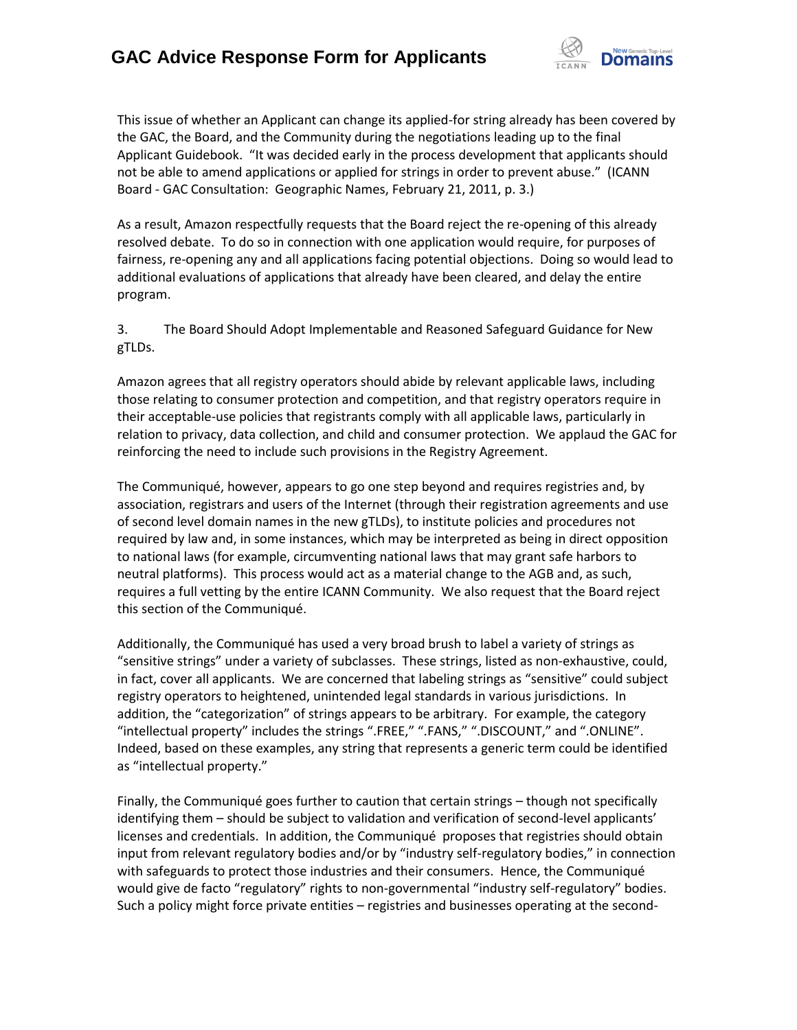This issue of whether an Applicant can change its applied-for string already has been covered by the GAC, the Board, and the Community during the negotiations leading up to the final Applicant Guidebook. "It was decided early in the process development that applicants should not be able to amend applications or applied for strings in order to prevent abuse." (ICANN Board - GAC Consultation: Geographic Names, February 21, 2011, p. 3.)

As a result, Amazon respectfully requests that the Board reject the re-opening of this already resolved debate. To do so in connection with one application would require, for purposes of fairness, re-opening any and all applications facing potential objections. Doing so would lead to additional evaluations of applications that already have been cleared, and delay the entire program.

3. The Board Should Adopt Implementable and Reasoned Safeguard Guidance for New gTLDs.

Amazon agrees that all registry operators should abide by relevant applicable laws, including those relating to consumer protection and competition, and that registry operators require in their acceptable-use policies that registrants comply with all applicable laws, particularly in relation to privacy, data collection, and child and consumer protection. We applaud the GAC for reinforcing the need to include such provisions in the Registry Agreement.

The Communiqué, however, appears to go one step beyond and requires registries and, by association, registrars and users of the Internet (through their registration agreements and use of second level domain names in the new gTLDs), to institute policies and procedures not required by law and, in some instances, which may be interpreted as being in direct opposition to national laws (for example, circumventing national laws that may grant safe harbors to neutral platforms). This process would act as a material change to the AGB and, as such, requires a full vetting by the entire ICANN Community. We also request that the Board reject this section of the Communiqué.

Additionally, the Communiqué has used a very broad brush to label a variety of strings as "sensitive strings" under a variety of subclasses. These strings, listed as non-exhaustive, could, in fact, cover all applicants. We are concerned that labeling strings as "sensitive" could subject registry operators to heightened, unintended legal standards in various jurisdictions. In addition, the "categorization" of strings appears to be arbitrary. For example, the category "intellectual property" includes the strings ".FREE," ".FANS," ".DISCOUNT," and ".ONLINE". Indeed, based on these examples, any string that represents a generic term could be identified as "intellectual property."

Finally, the Communiqué goes further to caution that certain strings – though not specifically identifying them – should be subject to validation and verification of second-level applicants' licenses and credentials. In addition, the Communiqué proposes that registries should obtain input from relevant regulatory bodies and/or by "industry self-regulatory bodies," in connection with safeguards to protect those industries and their consumers. Hence, the Communiqué would give de facto "regulatory" rights to non-governmental "industry self-regulatory" bodies. Such a policy might force private entities – registries and businesses operating at the second-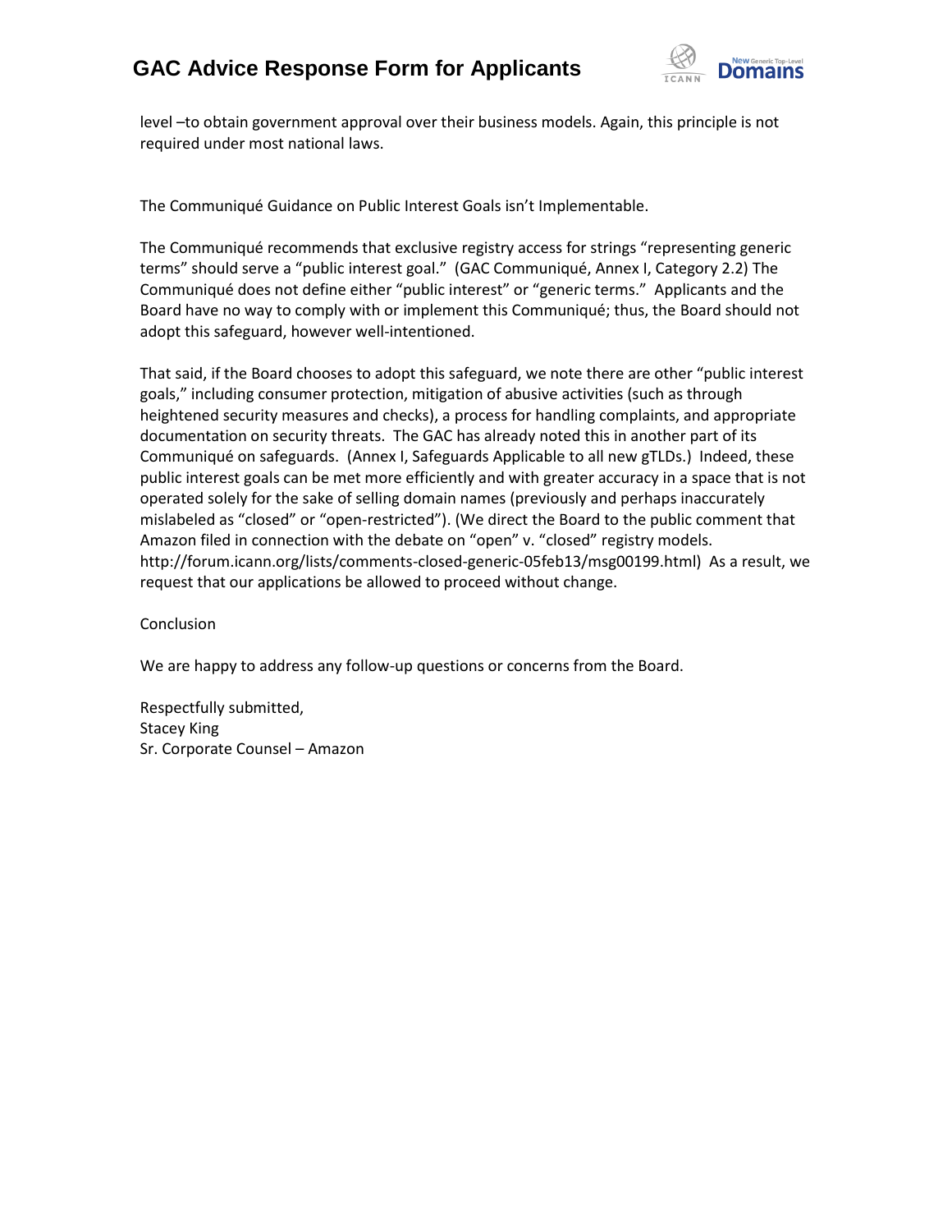level –to obtain government approval over their business models. Again, this principle is not required under most national laws.

The Communiqué Guidance on Public Interest Goals isn't Implementable.

The Communiqué recommends that exclusive registry access for strings "representing generic terms" should serve a "public interest goal." (GAC Communiqué, Annex I, Category 2.2) The Communiqué does not define either "public interest" or "generic terms." Applicants and the Board have no way to comply with or implement this Communiqué; thus, the Board should not adopt this safeguard, however well-intentioned.

That said, if the Board chooses to adopt this safeguard, we note there are other "public interest goals," including consumer protection, mitigation of abusive activities (such as through heightened security measures and checks), a process for handling complaints, and appropriate documentation on security threats. The GAC has already noted this in another part of its Communiqué on safeguards. (Annex I, Safeguards Applicable to all new gTLDs.) Indeed, these public interest goals can be met more efficiently and with greater accuracy in a space that is not operated solely for the sake of selling domain names (previously and perhaps inaccurately mislabeled as "closed" or "open-restricted"). (We direct the Board to the public comment that Amazon filed in connection with the debate on "open" v. "closed" registry models. http://forum.icann.org/lists/comments-closed-generic-05feb13/msg00199.html) As a result, we request that our applications be allowed to proceed without change.

Conclusion

We are happy to address any follow-up questions or concerns from the Board.

Respectfully submitted,
Stacey King
Sr. Corporate Counsel – Amazon